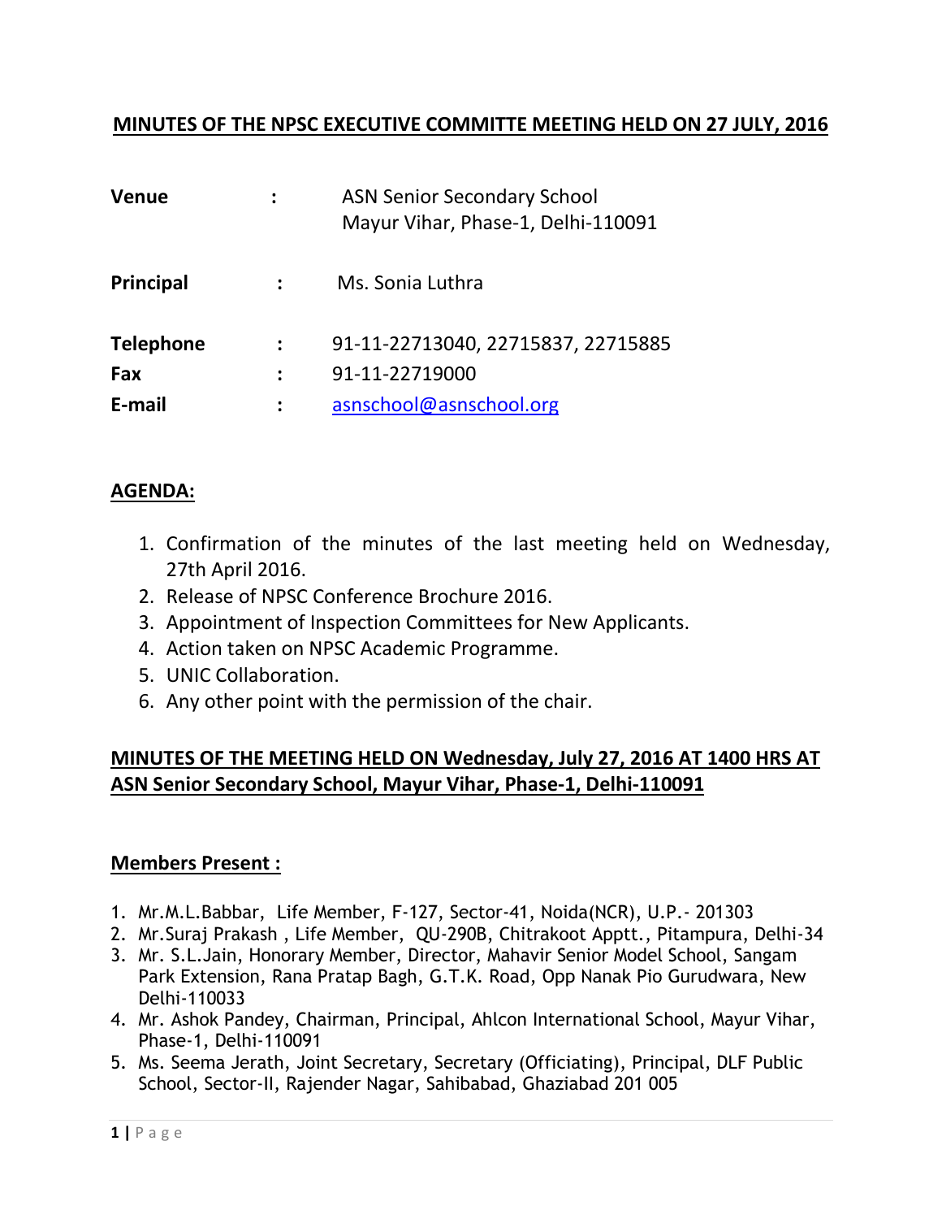# MINUTES OF THE NPSC EXECUTIVE COMMITTE MEETING HELD ON 27 JULY, 2016

| | | |
|---|---|---|
| **Venue** | **:** | ASN Senior Secondary School<br>Mayur Vihar, Phase-1, Delhi-110091 |
| **Principal** | **:** | Ms. Sonia Luthra |
| **Telephone** | **:** | 91-11-22713040, 22715837, 22715885 |
| **Fax** | **:** | 91-11-22719000 |
| **E-mail** | **:** | asnschool@asnschool.org |

## AGENDA:

1. Confirmation of the minutes of the last meeting held on Wednesday, 27th April 2016.
2. Release of NPSC Conference Brochure 2016.
3. Appointment of Inspection Committees for New Applicants.
4. Action taken on NPSC Academic Programme.
5. UNIC Collaboration.
6. Any other point with the permission of the chair.

## MINUTES OF THE MEETING HELD ON Wednesday, July 27, 2016 AT 1400 HRS AT ASN Senior Secondary School, Mayur Vihar, Phase-1, Delhi-110091

### Members Present :

1. Mr.M.L.Babbar, Life Member, F-127, Sector-41, Noida(NCR), U.P.- 201303
2. Mr.Suraj Prakash , Life Member, QU-290B, Chitrakoot Apptt., Pitampura, Delhi-34
3. Mr. S.L.Jain, Honorary Member, Director, Mahavir Senior Model School, Sangam Park Extension, Rana Pratap Bagh, G.T.K. Road, Opp Nanak Pio Gurudwara, New Delhi-110033
4. Mr. Ashok Pandey, Chairman, Principal, Ahlcon International School, Mayur Vihar, Phase-1, Delhi-110091
5. Ms. Seema Jerath, Joint Secretary, Secretary (Officiating), Principal, DLF Public School, Sector-II, Rajender Nagar, Sahibabad, Ghaziabad 201 005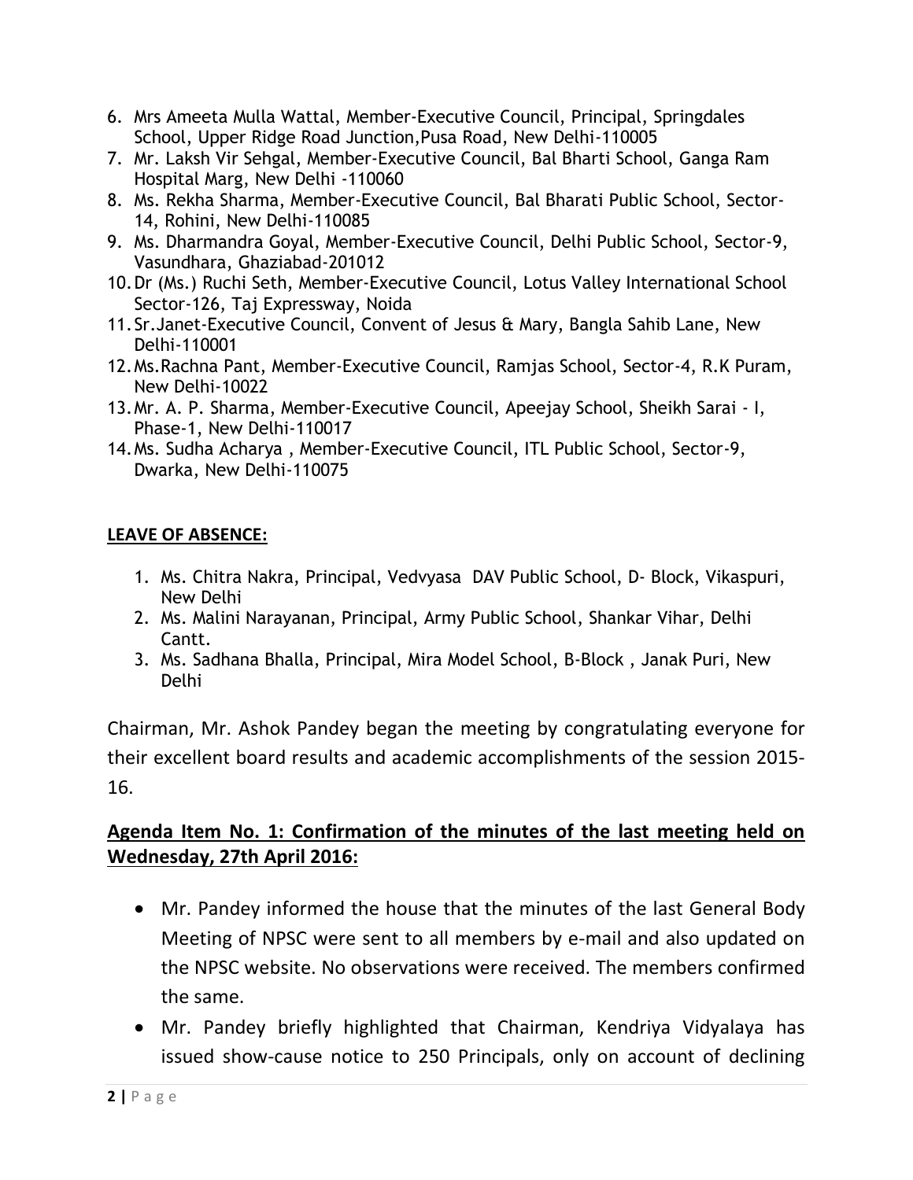6. Mrs Ameeta Mulla Wattal, Member-Executive Council, Principal, Springdales School, Upper Ridge Road Junction,Pusa Road, New Delhi-110005
7. Mr. Laksh Vir Sehgal, Member-Executive Council, Bal Bharti School, Ganga Ram Hospital Marg, New Delhi -110060
8. Ms. Rekha Sharma, Member-Executive Council, Bal Bharati Public School, Sector-14, Rohini, New Delhi-110085
9. Ms. Dharmandra Goyal, Member-Executive Council, Delhi Public School, Sector-9, Vasundhara, Ghaziabad-201012
10. Dr (Ms.) Ruchi Seth, Member-Executive Council, Lotus Valley International School Sector-126, Taj Expressway, Noida
11. Sr.Janet-Executive Council, Convent of Jesus & Mary, Bangla Sahib Lane, New Delhi-110001
12. Ms.Rachna Pant, Member-Executive Council, Ramjas School, Sector-4, R.K Puram, New Delhi-10022
13. Mr. A. P. Sharma, Member-Executive Council, Apeejay School, Sheikh Sarai - I, Phase-1, New Delhi-110017
14. Ms. Sudha Acharya , Member-Executive Council, ITL Public School, Sector-9, Dwarka, New Delhi-110075

**LEAVE OF ABSENCE:**

1. Ms. Chitra Nakra, Principal, Vedvyasa DAV Public School, D- Block, Vikaspuri, New Delhi
2. Ms. Malini Narayanan, Principal, Army Public School, Shankar Vihar, Delhi Cantt.
3. Ms. Sadhana Bhalla, Principal, Mira Model School, B-Block , Janak Puri, New Delhi

Chairman, Mr. Ashok Pandey began the meeting by congratulating everyone for their excellent board results and academic accomplishments of the session 2015-16.

## Agenda Item No. 1: Confirmation of the minutes of the last meeting held on Wednesday, 27th April 2016:

- Mr. Pandey informed the house that the minutes of the last General Body Meeting of NPSC were sent to all members by e-mail and also updated on the NPSC website. No observations were received. The members confirmed the same.
- Mr. Pandey briefly highlighted that Chairman, Kendriya Vidyalaya has issued show-cause notice to 250 Principals, only on account of declining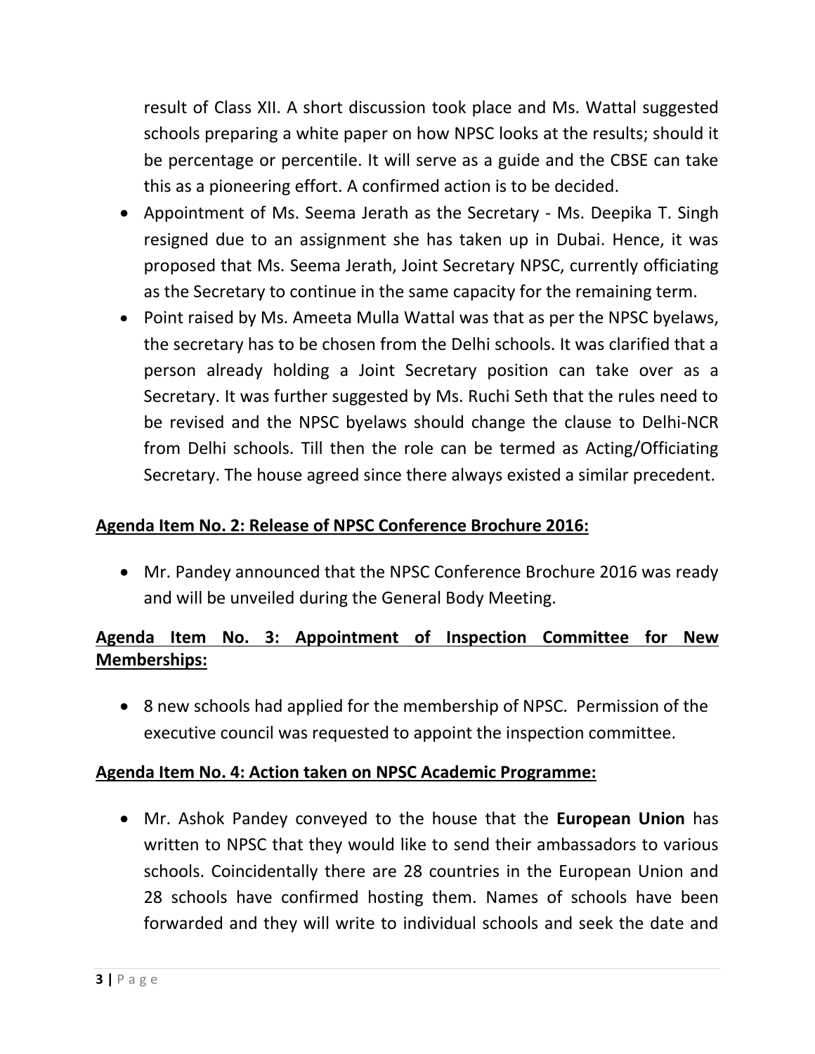result of Class XII. A short discussion took place and Ms. Wattal suggested schools preparing a white paper on how NPSC looks at the results; should it be percentage or percentile. It will serve as a guide and the CBSE can take this as a pioneering effort. A confirmed action is to be decided.

- Appointment of Ms. Seema Jerath as the Secretary - Ms. Deepika T. Singh resigned due to an assignment she has taken up in Dubai. Hence, it was proposed that Ms. Seema Jerath, Joint Secretary NPSC, currently officiating as the Secretary to continue in the same capacity for the remaining term.
- Point raised by Ms. Ameeta Mulla Wattal was that as per the NPSC byelaws, the secretary has to be chosen from the Delhi schools. It was clarified that a person already holding a Joint Secretary position can take over as a Secretary. It was further suggested by Ms. Ruchi Seth that the rules need to be revised and the NPSC byelaws should change the clause to Delhi-NCR from Delhi schools. Till then the role can be termed as Acting/Officiating Secretary. The house agreed since there always existed a similar precedent.

**Agenda Item No. 2: Release of NPSC Conference Brochure 2016:**

- Mr. Pandey announced that the NPSC Conference Brochure 2016 was ready and will be unveiled during the General Body Meeting.

**Agenda Item No. 3: Appointment of Inspection Committee for New Memberships:**

- 8 new schools had applied for the membership of NPSC. Permission of the executive council was requested to appoint the inspection committee.

**Agenda Item No. 4: Action taken on NPSC Academic Programme:**

- Mr. Ashok Pandey conveyed to the house that the **European Union** has written to NPSC that they would like to send their ambassadors to various schools. Coincidentally there are 28 countries in the European Union and 28 schools have confirmed hosting them. Names of schools have been forwarded and they will write to individual schools and seek the date and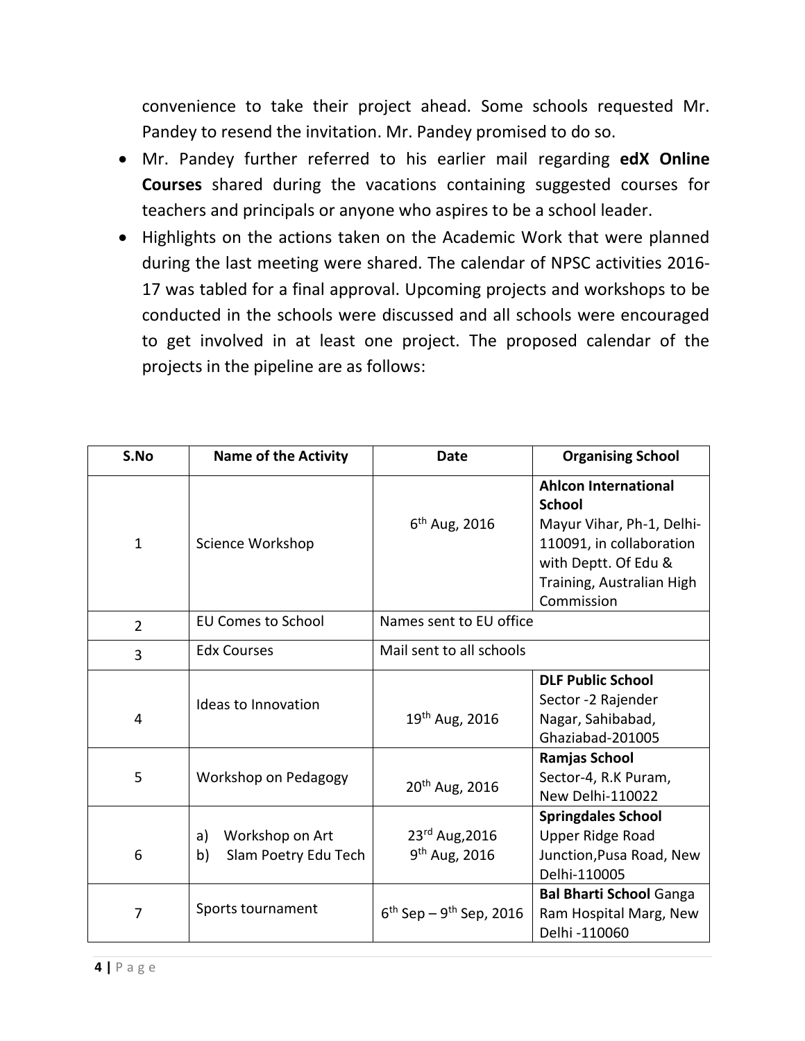convenience to take their project ahead. Some schools requested Mr. Pandey to resend the invitation. Mr. Pandey promised to do so.

- Mr. Pandey further referred to his earlier mail regarding **edX Online Courses** shared during the vacations containing suggested courses for teachers and principals or anyone who aspires to be a school leader.
- Highlights on the actions taken on the Academic Work that were planned during the last meeting were shared. The calendar of NPSC activities 2016-17 was tabled for a final approval. Upcoming projects and workshops to be conducted in the schools were discussed and all schools were encouraged to get involved in at least one project. The proposed calendar of the projects in the pipeline are as follows:

| S.No | Name of the Activity | Date | Organising School |
|---|---|---|---|
| 1 | Science Workshop | 6th Aug, 2016 | **Ahlcon International School** Mayur Vihar, Ph-1, Delhi-110091, in collaboration with Deptt. Of Edu & Training, Australian High Commission |
| 2 | EU Comes to School | Names sent to EU office | |
| 3 | Edx Courses | Mail sent to all schools | |
| 4 | Ideas to Innovation | 19th Aug, 2016 | **DLF Public School** Sector -2 Rajender Nagar, Sahibabad, Ghaziabad-201005 |
| 5 | Workshop on Pedagogy | 20th Aug, 2016 | **Ramjas School** Sector-4, R.K Puram, New Delhi-110022 |
| 6 | a) Workshop on Art<br>b) Slam Poetry Edu Tech | 23rd Aug,2016<br>9th Aug, 2016 | **Springdales School** Upper Ridge Road Junction,Pusa Road, New Delhi-110005 |
| 7 | Sports tournament | 6th Sep – 9th Sep, 2016 | **Bal Bharti School** Ganga Ram Hospital Marg, New Delhi -110060 |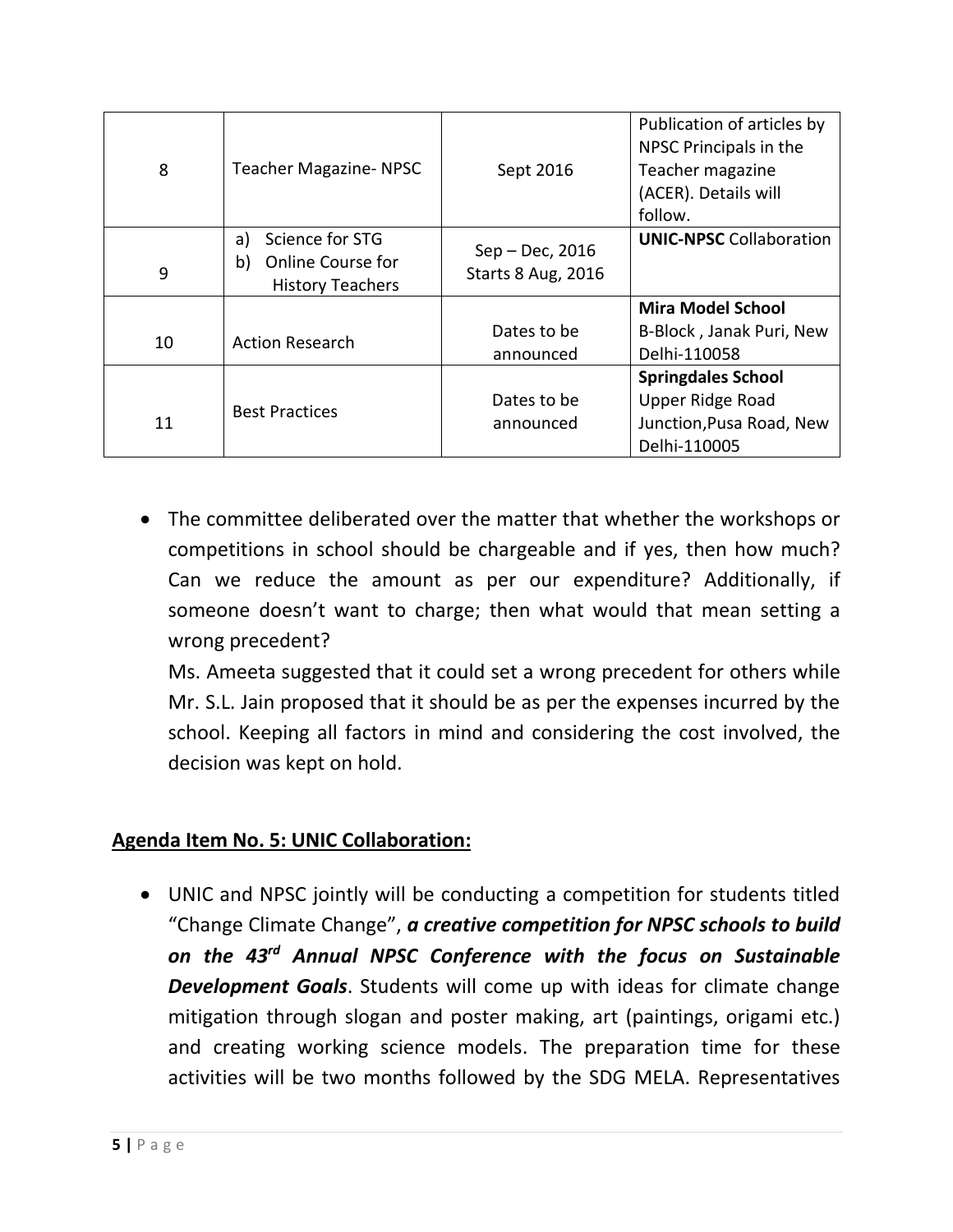| 8 | Teacher Magazine- NPSC | Sept 2016 | Publication of articles by NPSC Principals in the Teacher magazine (ACER). Details will follow. |
|---|---|---|---|
| 9 | a) Science for STG<br>b) Online Course for History Teachers | Sep – Dec, 2016<br>Starts 8 Aug, 2016 | **UNIC-NPSC** Collaboration |
| 10 | Action Research | Dates to be announced | **Mira Model School**<br>B-Block , Janak Puri, New Delhi-110058 |
| 11 | Best Practices | Dates to be announced | **Springdales School**<br>Upper Ridge Road Junction,Pusa Road, New Delhi-110005 |

- The committee deliberated over the matter that whether the workshops or competitions in school should be chargeable and if yes, then how much? Can we reduce the amount as per our expenditure? Additionally, if someone doesn't want to charge; then what would that mean setting a wrong precedent?

  Ms. Ameeta suggested that it could set a wrong precedent for others while Mr. S.L. Jain proposed that it should be as per the expenses incurred by the school. Keeping all factors in mind and considering the cost involved, the decision was kept on hold.

**Agenda Item No. 5: UNIC Collaboration:**

- UNIC and NPSC jointly will be conducting a competition for students titled "Change Climate Change", ***a creative competition for NPSC schools to build on the 43rd Annual NPSC Conference with the focus on Sustainable Development Goals***. Students will come up with ideas for climate change mitigation through slogan and poster making, art (paintings, origami etc.) and creating working science models. The preparation time for these activities will be two months followed by the SDG MELA. Representatives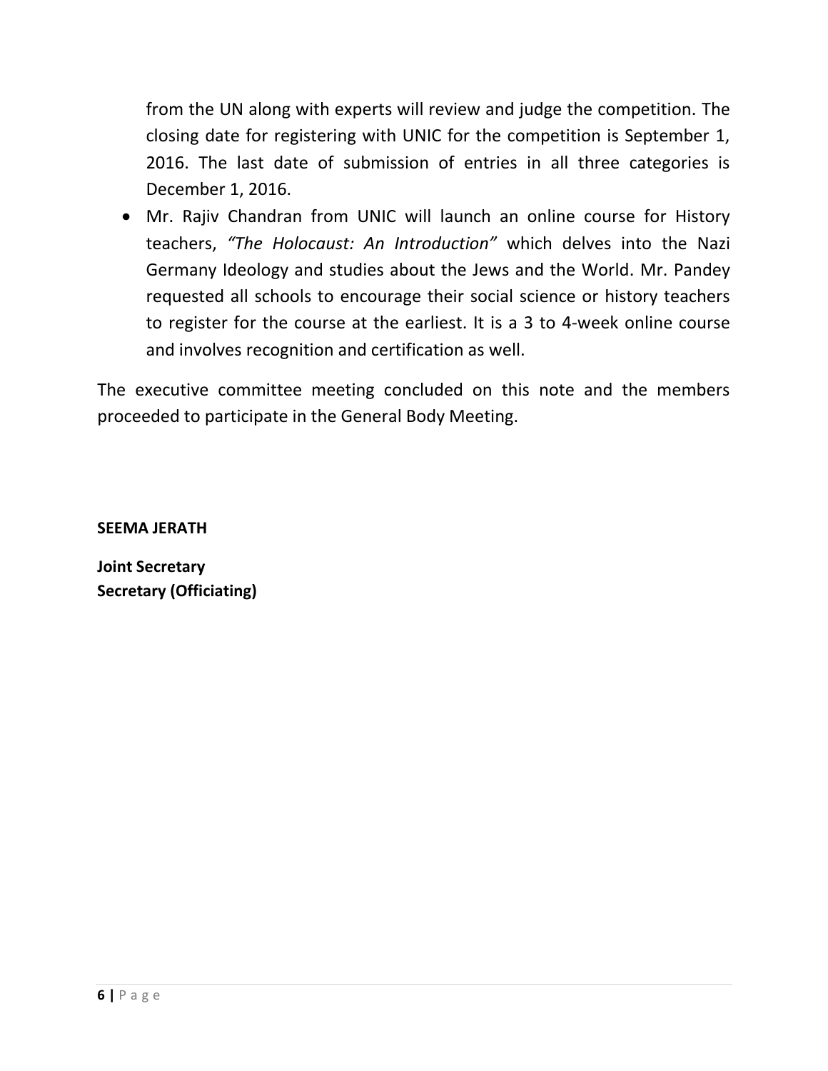from the UN along with experts will review and judge the competition. The closing date for registering with UNIC for the competition is September 1, 2016. The last date of submission of entries in all three categories is December 1, 2016.

- Mr. Rajiv Chandran from UNIC will launch an online course for History teachers, *"The Holocaust: An Introduction"* which delves into the Nazi Germany Ideology and studies about the Jews and the World. Mr. Pandey requested all schools to encourage their social science or history teachers to register for the course at the earliest. It is a 3 to 4-week online course and involves recognition and certification as well.

The executive committee meeting concluded on this note and the members proceeded to participate in the General Body Meeting.

**SEEMA JERATH**

**Joint Secretary**
**Secretary (Officiating)**